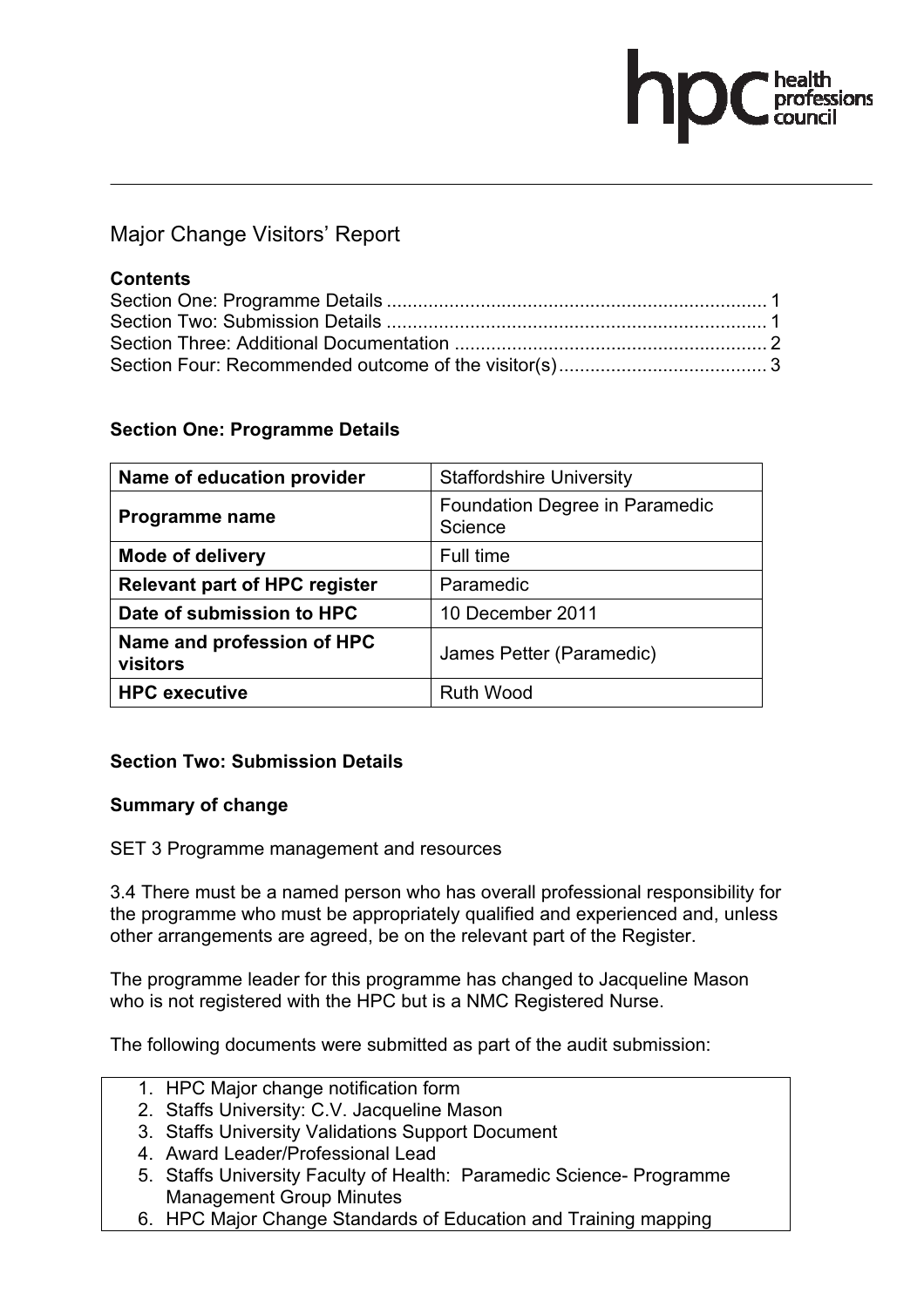# Major Change Visitors' Report

**Contents**

Section One: Programme Details ........................................................................ 1
Section Two: Submission Details ........................................................................ 1
Section Three: Additional Documentation ........................................................... 2
Section Four: Recommended outcome of the visitor(s) ....................................... 3

## Section One: Programme Details

| | |
|---|---|
| **Name of education provider** | Staffordshire University |
| **Programme name** | Foundation Degree in Paramedic Science |
| **Mode of delivery** | Full time |
| **Relevant part of HPC register** | Paramedic |
| **Date of submission to HPC** | 10 December 2011 |
| **Name and profession of HPC visitors** | James Petter (Paramedic) |
| **HPC executive** | Ruth Wood |

## Section Two: Submission Details

### Summary of change

SET 3 Programme management and resources

3.4 There must be a named person who has overall professional responsibility for the programme who must be appropriately qualified and experienced and, unless other arrangements are agreed, be on the relevant part of the Register.

The programme leader for this programme has changed to Jacqueline Mason who is not registered with the HPC but is a NMC Registered Nurse.

The following documents were submitted as part of the audit submission:

1. HPC Major change notification form
2. Staffs University: C.V. Jacqueline Mason
3. Staffs University Validations Support Document
4. Award Leader/Professional Lead
5. Staffs University Faculty of Health: Paramedic Science- Programme Management Group Minutes
6. HPC Major Change Standards of Education and Training mapping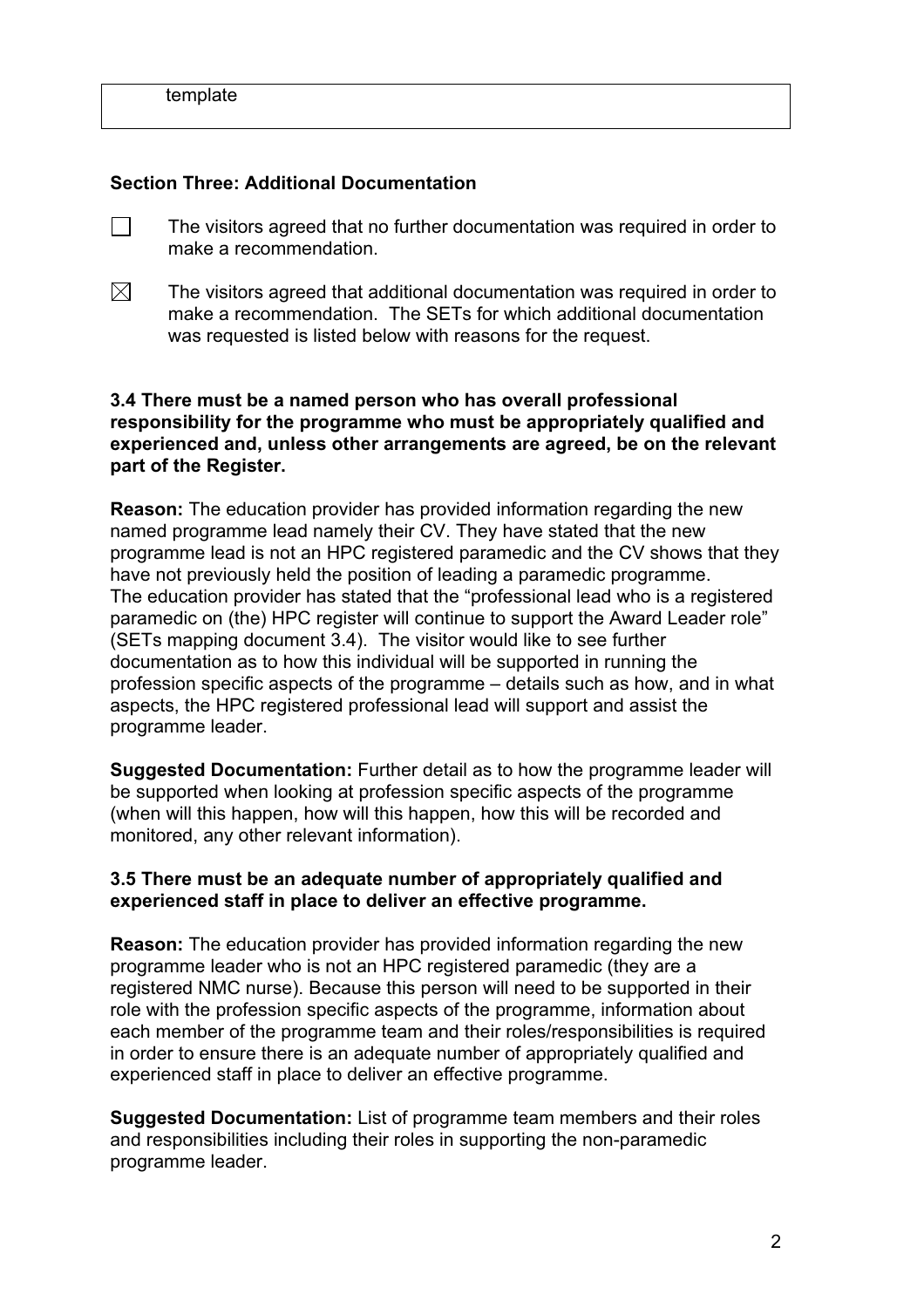| template |
| --- |

**Section Three: Additional Documentation**

☐ The visitors agreed that no further documentation was required in order to make a recommendation.

☒ The visitors agreed that additional documentation was required in order to make a recommendation. The SETs for which additional documentation was requested is listed below with reasons for the request.

**3.4 There must be a named person who has overall professional responsibility for the programme who must be appropriately qualified and experienced and, unless other arrangements are agreed, be on the relevant part of the Register.**

**Reason:** The education provider has provided information regarding the new named programme lead namely their CV. They have stated that the new programme lead is not an HPC registered paramedic and the CV shows that they have not previously held the position of leading a paramedic programme. The education provider has stated that the "professional lead who is a registered paramedic on (the) HPC register will continue to support the Award Leader role" (SETs mapping document 3.4). The visitor would like to see further documentation as to how this individual will be supported in running the profession specific aspects of the programme – details such as how, and in what aspects, the HPC registered professional lead will support and assist the programme leader.

**Suggested Documentation:** Further detail as to how the programme leader will be supported when looking at profession specific aspects of the programme (when will this happen, how will this happen, how this will be recorded and monitored, any other relevant information).

**3.5 There must be an adequate number of appropriately qualified and experienced staff in place to deliver an effective programme.**

**Reason:** The education provider has provided information regarding the new programme leader who is not an HPC registered paramedic (they are a registered NMC nurse). Because this person will need to be supported in their role with the profession specific aspects of the programme, information about each member of the programme team and their roles/responsibilities is required in order to ensure there is an adequate number of appropriately qualified and experienced staff in place to deliver an effective programme.

**Suggested Documentation:** List of programme team members and their roles and responsibilities including their roles in supporting the non-paramedic programme leader.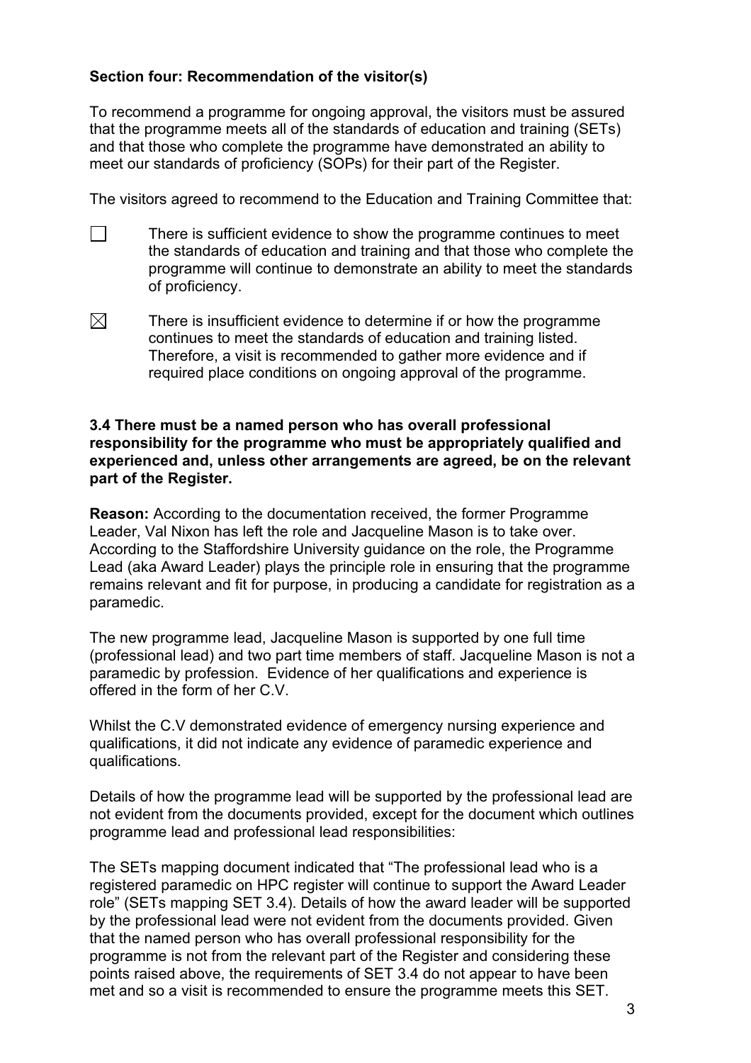## Section four: Recommendation of the visitor(s)

To recommend a programme for ongoing approval, the visitors must be assured that the programme meets all of the standards of education and training (SETs) and that those who complete the programme have demonstrated an ability to meet our standards of proficiency (SOPs) for their part of the Register.

The visitors agreed to recommend to the Education and Training Committee that:

☐ There is sufficient evidence to show the programme continues to meet the standards of education and training and that those who complete the programme will continue to demonstrate an ability to meet the standards of proficiency.

☒ There is insufficient evidence to determine if or how the programme continues to meet the standards of education and training listed. Therefore, a visit is recommended to gather more evidence and if required place conditions on ongoing approval of the programme.

**3.4 There must be a named person who has overall professional responsibility for the programme who must be appropriately qualified and experienced and, unless other arrangements are agreed, be on the relevant part of the Register.**

**Reason:** According to the documentation received, the former Programme Leader, Val Nixon has left the role and Jacqueline Mason is to take over. According to the Staffordshire University guidance on the role, the Programme Lead (aka Award Leader) plays the principle role in ensuring that the programme remains relevant and fit for purpose, in producing a candidate for registration as a paramedic.

The new programme lead, Jacqueline Mason is supported by one full time (professional lead) and two part time members of staff. Jacqueline Mason is not a paramedic by profession. Evidence of her qualifications and experience is offered in the form of her C.V.

Whilst the C.V demonstrated evidence of emergency nursing experience and qualifications, it did not indicate any evidence of paramedic experience and qualifications.

Details of how the programme lead will be supported by the professional lead are not evident from the documents provided, except for the document which outlines programme lead and professional lead responsibilities:

The SETs mapping document indicated that "The professional lead who is a registered paramedic on HPC register will continue to support the Award Leader role" (SETs mapping SET 3.4). Details of how the award leader will be supported by the professional lead were not evident from the documents provided. Given that the named person who has overall professional responsibility for the programme is not from the relevant part of the Register and considering these points raised above, the requirements of SET 3.4 do not appear to have been met and so a visit is recommended to ensure the programme meets this SET.